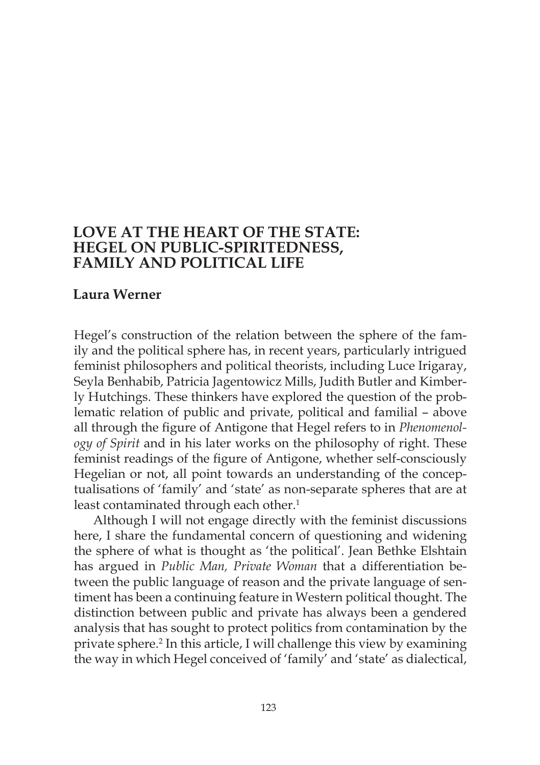# LOVE AT THE HEART OF THE STATE: HEGEL ON PUBLIC-SPIRITEDNESS, FAMILY AND POLITICAL LIFE

**Laura Werner**

Hegel's construction of the relation between the sphere of the family and the political sphere has, in recent years, particularly intrigued feminist philosophers and political theorists, including Luce Irigaray, Seyla Benhabib, Patricia Jagentowicz Mills, Judith Butler and Kimberly Hutchings. These thinkers have explored the question of the problematic relation of public and private, political and familial – above all through the figure of Antigone that Hegel refers to in *Phenomenology of Spirit* and in his later works on the philosophy of right. These feminist readings of the figure of Antigone, whether self-consciously Hegelian or not, all point towards an understanding of the conceptualisations of 'family' and 'state' as non-separate spheres that are at least contaminated through each other.[1]

Although I will not engage directly with the feminist discussions here, I share the fundamental concern of questioning and widening the sphere of what is thought as 'the political'. Jean Bethke Elshtain has argued in *Public Man, Private Woman* that a differentiation between the public language of reason and the private language of sentiment has been a continuing feature in Western political thought. The distinction between public and private has always been a gendered analysis that has sought to protect politics from contamination by the private sphere.[2] In this article, I will challenge this view by examining the way in which Hegel conceived of 'family' and 'state' as dialectical,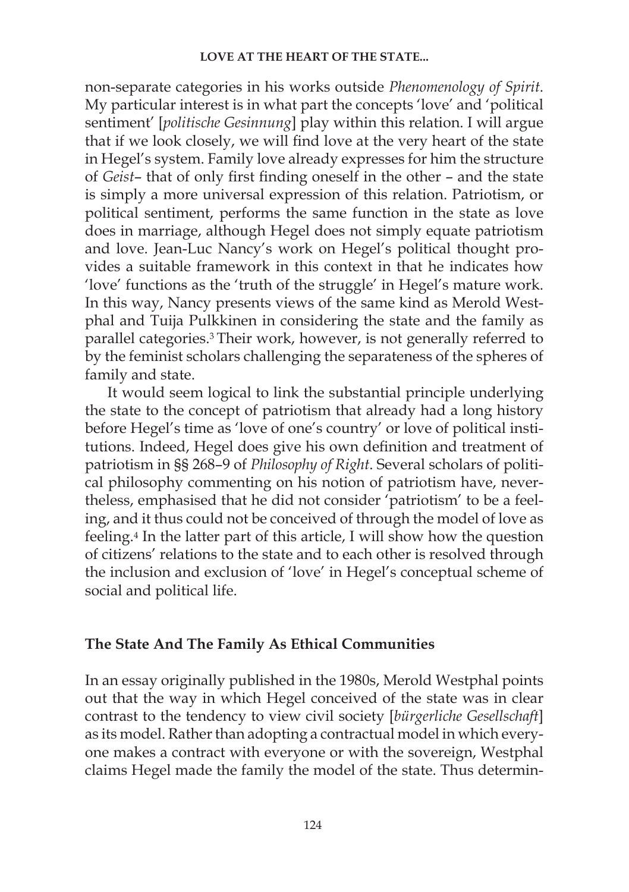non-separate categories in his works outside *Phenomenology of Spirit*. My particular interest is in what part the concepts 'love' and 'political sentiment' [*politische Gesinnung*] play within this relation. I will argue that if we look closely, we will find love at the very heart of the state in Hegel's system. Family love already expresses for him the structure of *Geist*– that of only first finding oneself in the other – and the state is simply a more universal expression of this relation. Patriotism, or political sentiment, performs the same function in the state as love does in marriage, although Hegel does not simply equate patriotism and love. Jean-Luc Nancy's work on Hegel's political thought provides a suitable framework in this context in that he indicates how 'love' functions as the 'truth of the struggle' in Hegel's mature work. In this way, Nancy presents views of the same kind as Merold Westphal and Tuija Pulkkinen in considering the state and the family as parallel categories.[3] Their work, however, is not generally referred to by the feminist scholars challenging the separateness of the spheres of family and state.

It would seem logical to link the substantial principle underlying the state to the concept of patriotism that already had a long history before Hegel's time as 'love of one's country' or love of political institutions. Indeed, Hegel does give his own definition and treatment of patriotism in §§ 268–9 of *Philosophy of Right*. Several scholars of political philosophy commenting on his notion of patriotism have, nevertheless, emphasised that he did not consider 'patriotism' to be a feeling, and it thus could not be conceived of through the model of love as feeling.[4] In the latter part of this article, I will show how the question of citizens' relations to the state and to each other is resolved through the inclusion and exclusion of 'love' in Hegel's conceptual scheme of social and political life.

## The State And The Family As Ethical Communities

In an essay originally published in the 1980s, Merold Westphal points out that the way in which Hegel conceived of the state was in clear contrast to the tendency to view civil society [*bürgerliche Gesellschaft*] as its model. Rather than adopting a contractual model in which everyone makes a contract with everyone or with the sovereign, Westphal claims Hegel made the family the model of the state. Thus determin-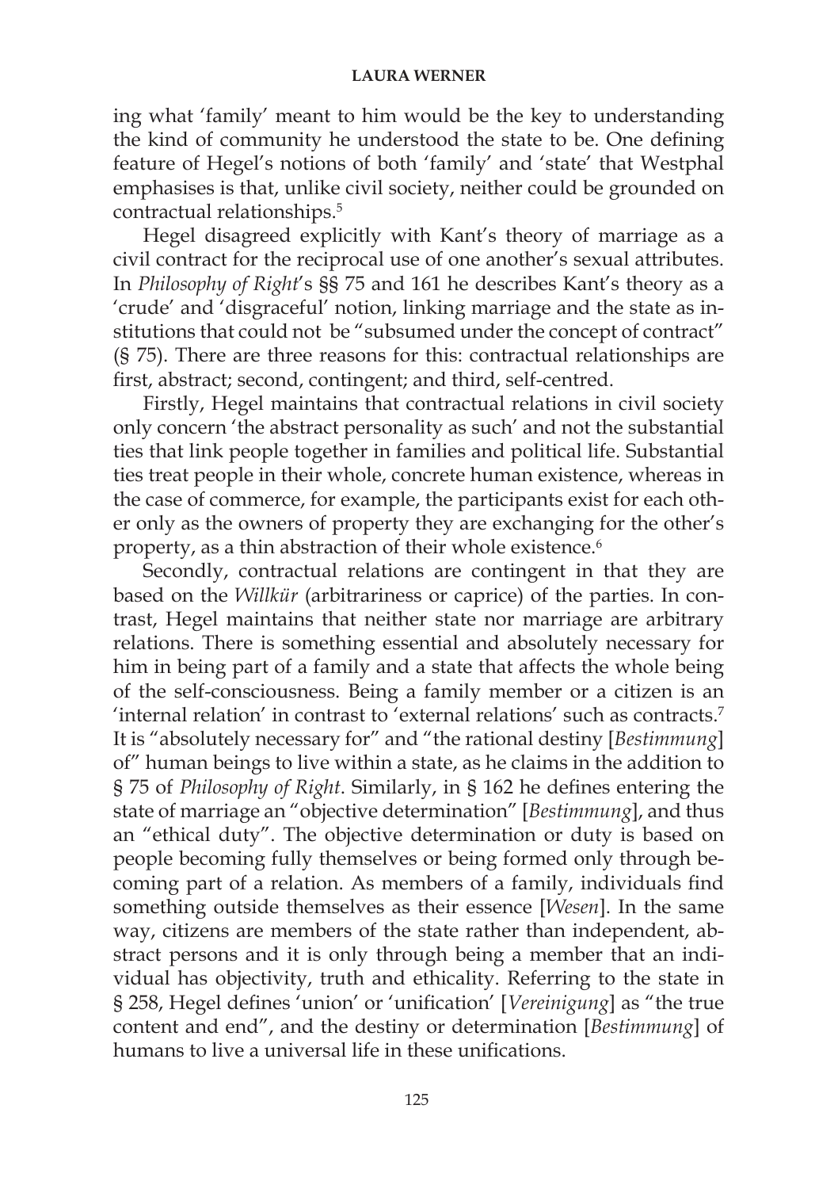ing what 'family' meant to him would be the key to understanding the kind of community he understood the state to be. One defining feature of Hegel's notions of both 'family' and 'state' that Westphal emphasises is that, unlike civil society, neither could be grounded on contractual relationships.[5]

Hegel disagreed explicitly with Kant's theory of marriage as a civil contract for the reciprocal use of one another's sexual attributes. In *Philosophy of Right*'s §§ 75 and 161 he describes Kant's theory as a 'crude' and 'disgraceful' notion, linking marriage and the state as institutions that could not be "subsumed under the concept of contract" (§ 75). There are three reasons for this: contractual relationships are first, abstract; second, contingent; and third, self-centred.

Firstly, Hegel maintains that contractual relations in civil society only concern 'the abstract personality as such' and not the substantial ties that link people together in families and political life. Substantial ties treat people in their whole, concrete human existence, whereas in the case of commerce, for example, the participants exist for each other only as the owners of property they are exchanging for the other's property, as a thin abstraction of their whole existence.[6]

Secondly, contractual relations are contingent in that they are based on the *Willkür* (arbitrariness or caprice) of the parties. In contrast, Hegel maintains that neither state nor marriage are arbitrary relations. There is something essential and absolutely necessary for him in being part of a family and a state that affects the whole being of the self-consciousness. Being a family member or a citizen is an 'internal relation' in contrast to 'external relations' such as contracts.[7] It is "absolutely necessary for" and "the rational destiny [*Bestimmung*] of" human beings to live within a state, as he claims in the addition to § 75 of *Philosophy of Right*. Similarly, in § 162 he defines entering the state of marriage an "objective determination" [*Bestimmung*], and thus an "ethical duty". The objective determination or duty is based on people becoming fully themselves or being formed only through becoming part of a relation. As members of a family, individuals find something outside themselves as their essence [*Wesen*]. In the same way, citizens are members of the state rather than independent, abstract persons and it is only through being a member that an individual has objectivity, truth and ethicality. Referring to the state in § 258, Hegel defines 'union' or 'unification' [*Vereinigung*] as "the true content and end", and the destiny or determination [*Bestimmung*] of humans to live a universal life in these unifications.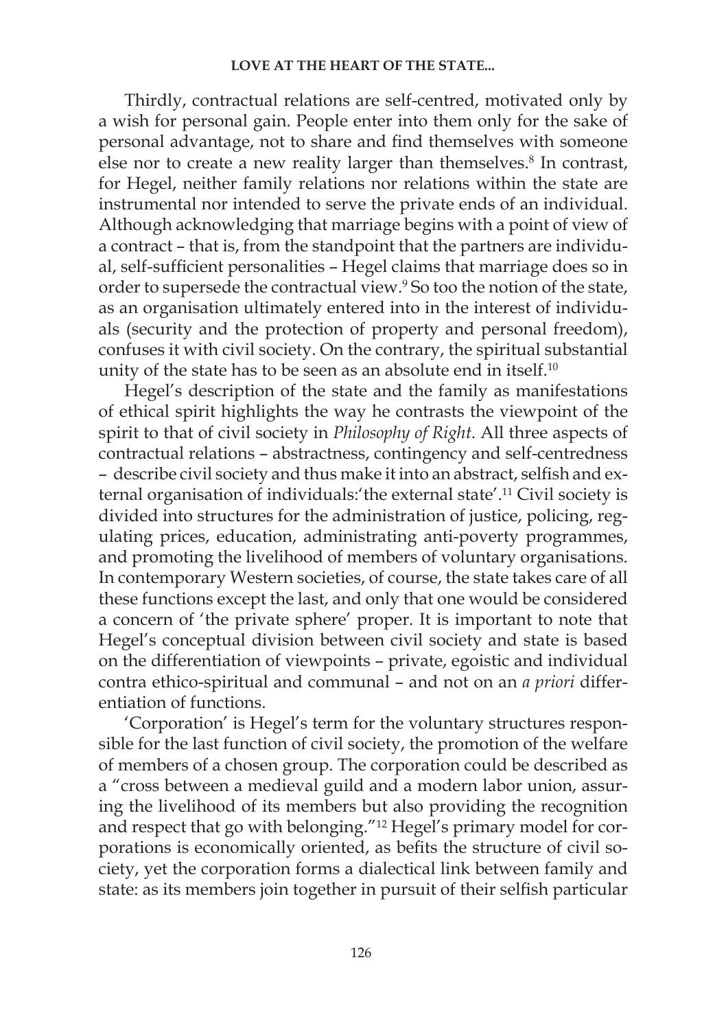Thirdly, contractual relations are self-centred, motivated only by a wish for personal gain. People enter into them only for the sake of personal advantage, not to share and find themselves with someone else nor to create a new reality larger than themselves.[8] In contrast, for Hegel, neither family relations nor relations within the state are instrumental nor intended to serve the private ends of an individual. Although acknowledging that marriage begins with a point of view of a contract – that is, from the standpoint that the partners are individual, self-sufficient personalities – Hegel claims that marriage does so in order to supersede the contractual view.[9] So too the notion of the state, as an organisation ultimately entered into in the interest of individuals (security and the protection of property and personal freedom), confuses it with civil society. On the contrary, the spiritual substantial unity of the state has to be seen as an absolute end in itself.[10]

Hegel's description of the state and the family as manifestations of ethical spirit highlights the way he contrasts the viewpoint of the spirit to that of civil society in *Philosophy of Right*. All three aspects of contractual relations – abstractness, contingency and self-centredness – describe civil society and thus make it into an abstract, selfish and external organisation of individuals:'the external state'.[11] Civil society is divided into structures for the administration of justice, policing, regulating prices, education, administrating anti-poverty programmes, and promoting the livelihood of members of voluntary organisations. In contemporary Western societies, of course, the state takes care of all these functions except the last, and only that one would be considered a concern of 'the private sphere' proper. It is important to note that Hegel's conceptual division between civil society and state is based on the differentiation of viewpoints – private, egoistic and individual contra ethico-spiritual and communal – and not on an *a priori* differentiation of functions.

'Corporation' is Hegel's term for the voluntary structures responsible for the last function of civil society, the promotion of the welfare of members of a chosen group. The corporation could be described as a "cross between a medieval guild and a modern labor union, assuring the livelihood of its members but also providing the recognition and respect that go with belonging."[12] Hegel's primary model for corporations is economically oriented, as befits the structure of civil society, yet the corporation forms a dialectical link between family and state: as its members join together in pursuit of their selfish particular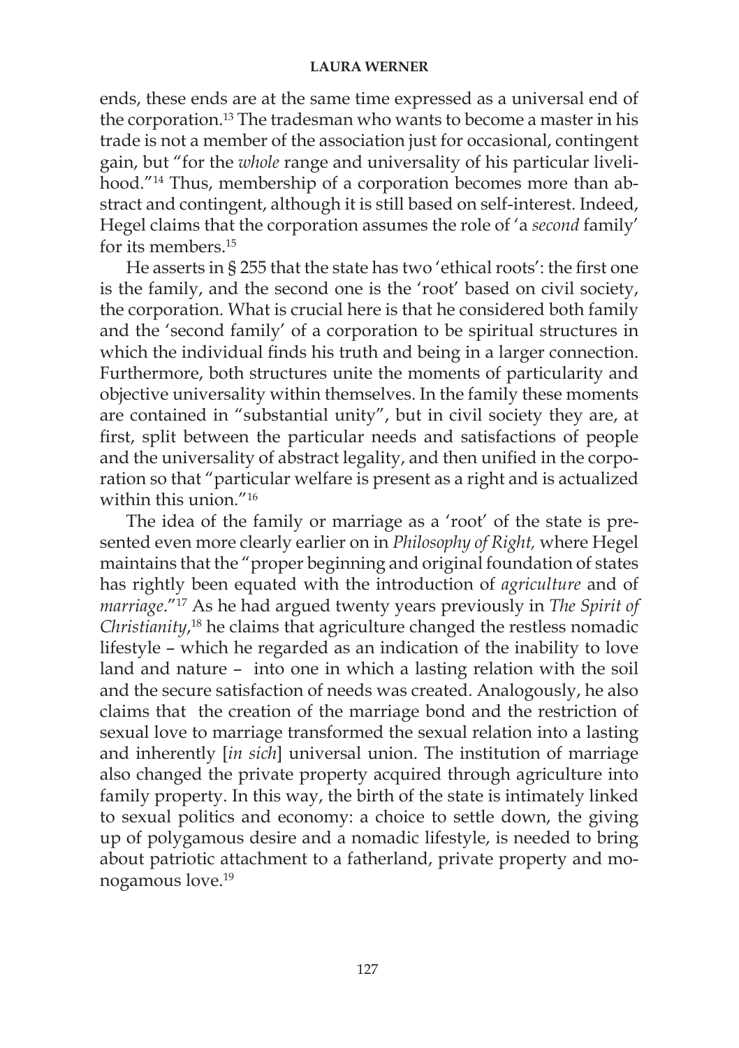ends, these ends are at the same time expressed as a universal end of the corporation.[13] The tradesman who wants to become a master in his trade is not a member of the association just for occasional, contingent gain, but "for the *whole* range and universality of his particular livelihood."[14] Thus, membership of a corporation becomes more than abstract and contingent, although it is still based on self-interest. Indeed, Hegel claims that the corporation assumes the role of 'a *second* family' for its members.[15]

He asserts in § 255 that the state has two 'ethical roots': the first one is the family, and the second one is the 'root' based on civil society, the corporation. What is crucial here is that he considered both family and the 'second family' of a corporation to be spiritual structures in which the individual finds his truth and being in a larger connection. Furthermore, both structures unite the moments of particularity and objective universality within themselves. In the family these moments are contained in "substantial unity", but in civil society they are, at first, split between the particular needs and satisfactions of people and the universality of abstract legality, and then unified in the corporation so that "particular welfare is present as a right and is actualized within this union."[16]

The idea of the family or marriage as a 'root' of the state is presented even more clearly earlier on in *Philosophy of Right,* where Hegel maintains that the "proper beginning and original foundation of states has rightly been equated with the introduction of *agriculture* and of *marriage*."[17] As he had argued twenty years previously in *The Spirit of Christianity*,[18] he claims that agriculture changed the restless nomadic lifestyle – which he regarded as an indication of the inability to love land and nature – into one in which a lasting relation with the soil and the secure satisfaction of needs was created. Analogously, he also claims that the creation of the marriage bond and the restriction of sexual love to marriage transformed the sexual relation into a lasting and inherently [*in sich*] universal union. The institution of marriage also changed the private property acquired through agriculture into family property. In this way, the birth of the state is intimately linked to sexual politics and economy: a choice to settle down, the giving up of polygamous desire and a nomadic lifestyle, is needed to bring about patriotic attachment to a fatherland, private property and monogamous love.[19]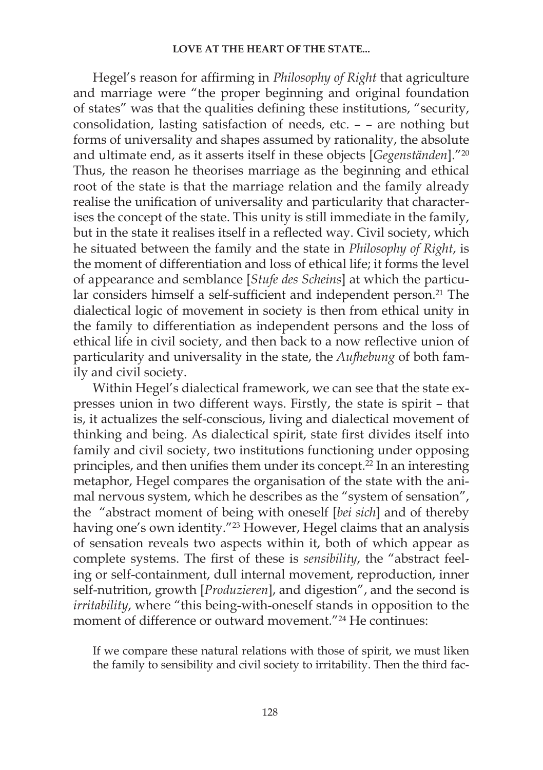Hegel's reason for affirming in *Philosophy of Right* that agriculture and marriage were "the proper beginning and original foundation of states" was that the qualities defining these institutions, "security, consolidation, lasting satisfaction of needs, etc. – – are nothing but forms of universality and shapes assumed by rationality, the absolute and ultimate end, as it asserts itself in these objects [*Gegenständen*]."[20] Thus, the reason he theorises marriage as the beginning and ethical root of the state is that the marriage relation and the family already realise the unification of universality and particularity that characterises the concept of the state. This unity is still immediate in the family, but in the state it realises itself in a reflected way. Civil society, which he situated between the family and the state in *Philosophy of Right*, is the moment of differentiation and loss of ethical life; it forms the level of appearance and semblance [*Stufe des Scheins*] at which the particular considers himself a self-sufficient and independent person.[21] The dialectical logic of movement in society is then from ethical unity in the family to differentiation as independent persons and the loss of ethical life in civil society, and then back to a now reflective union of particularity and universality in the state, the *Aufhebung* of both family and civil society.

Within Hegel's dialectical framework, we can see that the state expresses union in two different ways. Firstly, the state is spirit – that is, it actualizes the self-conscious, living and dialectical movement of thinking and being. As dialectical spirit, state first divides itself into family and civil society, two institutions functioning under opposing principles, and then unifies them under its concept.[22] In an interesting metaphor, Hegel compares the organisation of the state with the animal nervous system, which he describes as the "system of sensation", the "abstract moment of being with oneself [*bei sich*] and of thereby having one's own identity."[23] However, Hegel claims that an analysis of sensation reveals two aspects within it, both of which appear as complete systems. The first of these is *sensibility*, the "abstract feeling or self-containment, dull internal movement, reproduction, inner self-nutrition, growth [*Produzieren*], and digestion", and the second is *irritability*, where "this being-with-oneself stands in opposition to the moment of difference or outward movement."[24] He continues:

> If we compare these natural relations with those of spirit, we must liken the family to sensibility and civil society to irritability. Then the third fac-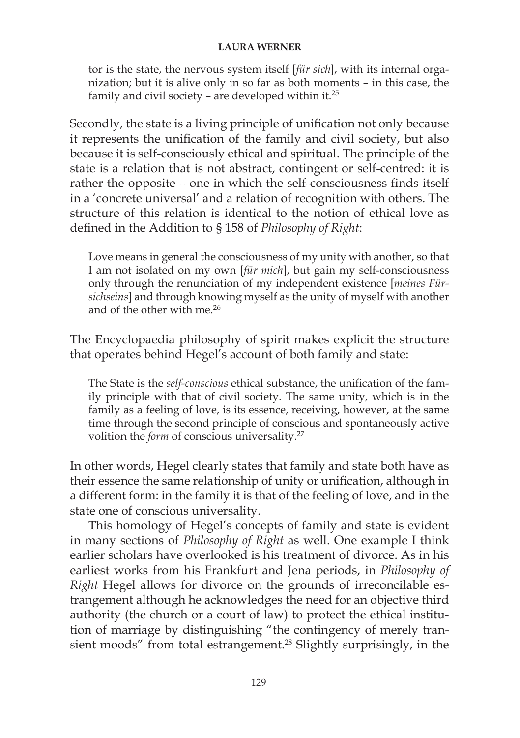tor is the state, the nervous system itself [*für sich*], with its internal organization; but it is alive only in so far as both moments – in this case, the family and civil society – are developed within it.[25]

Secondly, the state is a living principle of unification not only because it represents the unification of the family and civil society, but also because it is self-consciously ethical and spiritual. The principle of the state is a relation that is not abstract, contingent or self-centred: it is rather the opposite – one in which the self-consciousness finds itself in a 'concrete universal' and a relation of recognition with others. The structure of this relation is identical to the notion of ethical love as defined in the Addition to § 158 of *Philosophy of Right*:

> Love means in general the consciousness of my unity with another, so that I am not isolated on my own [*für mich*], but gain my self-consciousness only through the renunciation of my independent existence [*meines Fürsichseins*] and through knowing myself as the unity of myself with another and of the other with me.[26]

The Encyclopaedia philosophy of spirit makes explicit the structure that operates behind Hegel's account of both family and state:

> The State is the *self-conscious* ethical substance, the unification of the family principle with that of civil society. The same unity, which is in the family as a feeling of love, is its essence, receiving, however, at the same time through the second principle of conscious and spontaneously active volition the *form* of conscious universality.[27]

In other words, Hegel clearly states that family and state both have as their essence the same relationship of unity or unification, although in a different form: in the family it is that of the feeling of love, and in the state one of conscious universality.

This homology of Hegel's concepts of family and state is evident in many sections of *Philosophy of Right* as well. One example I think earlier scholars have overlooked is his treatment of divorce. As in his earliest works from his Frankfurt and Jena periods, in *Philosophy of Right* Hegel allows for divorce on the grounds of irreconcilable estrangement although he acknowledges the need for an objective third authority (the church or a court of law) to protect the ethical institution of marriage by distinguishing "the contingency of merely transient moods" from total estrangement.[28] Slightly surprisingly, in the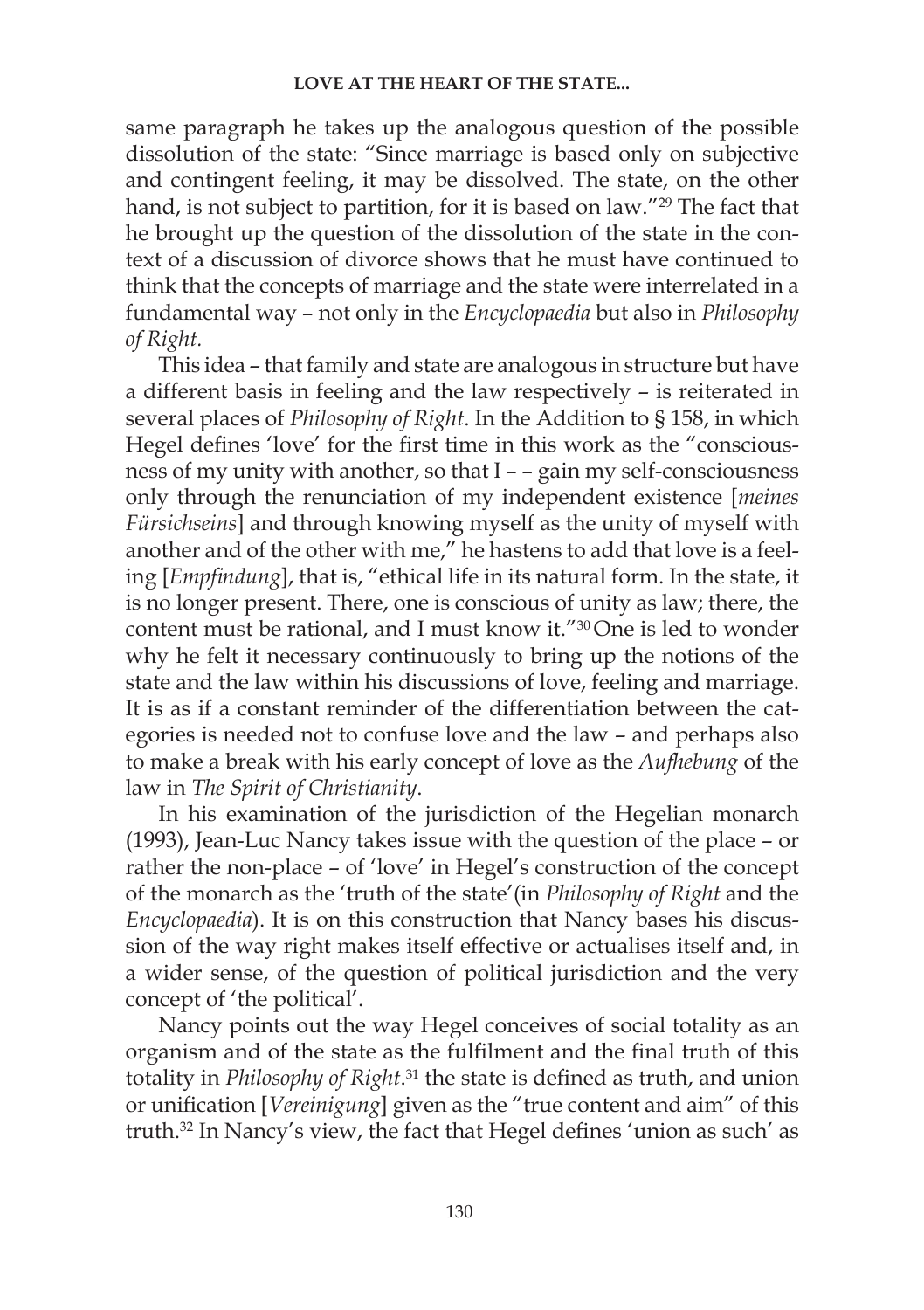same paragraph he takes up the analogous question of the possible dissolution of the state: "Since marriage is based only on subjective and contingent feeling, it may be dissolved. The state, on the other hand, is not subject to partition, for it is based on law."[29] The fact that he brought up the question of the dissolution of the state in the context of a discussion of divorce shows that he must have continued to think that the concepts of marriage and the state were interrelated in a fundamental way – not only in the *Encyclopaedia* but also in *Philosophy of Right.*

This idea – that family and state are analogous in structure but have a different basis in feeling and the law respectively – is reiterated in several places of *Philosophy of Right*. In the Addition to § 158, in which Hegel defines 'love' for the first time in this work as the "consciousness of my unity with another, so that I – – gain my self-consciousness only through the renunciation of my independent existence [*meines Fürsichseins*] and through knowing myself as the unity of myself with another and of the other with me," he hastens to add that love is a feeling [*Empfindung*], that is, "ethical life in its natural form. In the state, it is no longer present. There, one is conscious of unity as law; there, the content must be rational, and I must know it."[30] One is led to wonder why he felt it necessary continuously to bring up the notions of the state and the law within his discussions of love, feeling and marriage. It is as if a constant reminder of the differentiation between the categories is needed not to confuse love and the law – and perhaps also to make a break with his early concept of love as the *Aufhebung* of the law in *The Spirit of Christianity*.

In his examination of the jurisdiction of the Hegelian monarch (1993), Jean-Luc Nancy takes issue with the question of the place – or rather the non-place – of 'love' in Hegel's construction of the concept of the monarch as the 'truth of the state'(in *Philosophy of Right* and the *Encyclopaedia*). It is on this construction that Nancy bases his discussion of the way right makes itself effective or actualises itself and, in a wider sense, of the question of political jurisdiction and the very concept of 'the political'.

Nancy points out the way Hegel conceives of social totality as an organism and of the state as the fulfilment and the final truth of this totality in *Philosophy of Right*.[31] the state is defined as truth, and union or unification [*Vereinigung*] given as the "true content and aim" of this truth.[32] In Nancy's view, the fact that Hegel defines 'union as such' as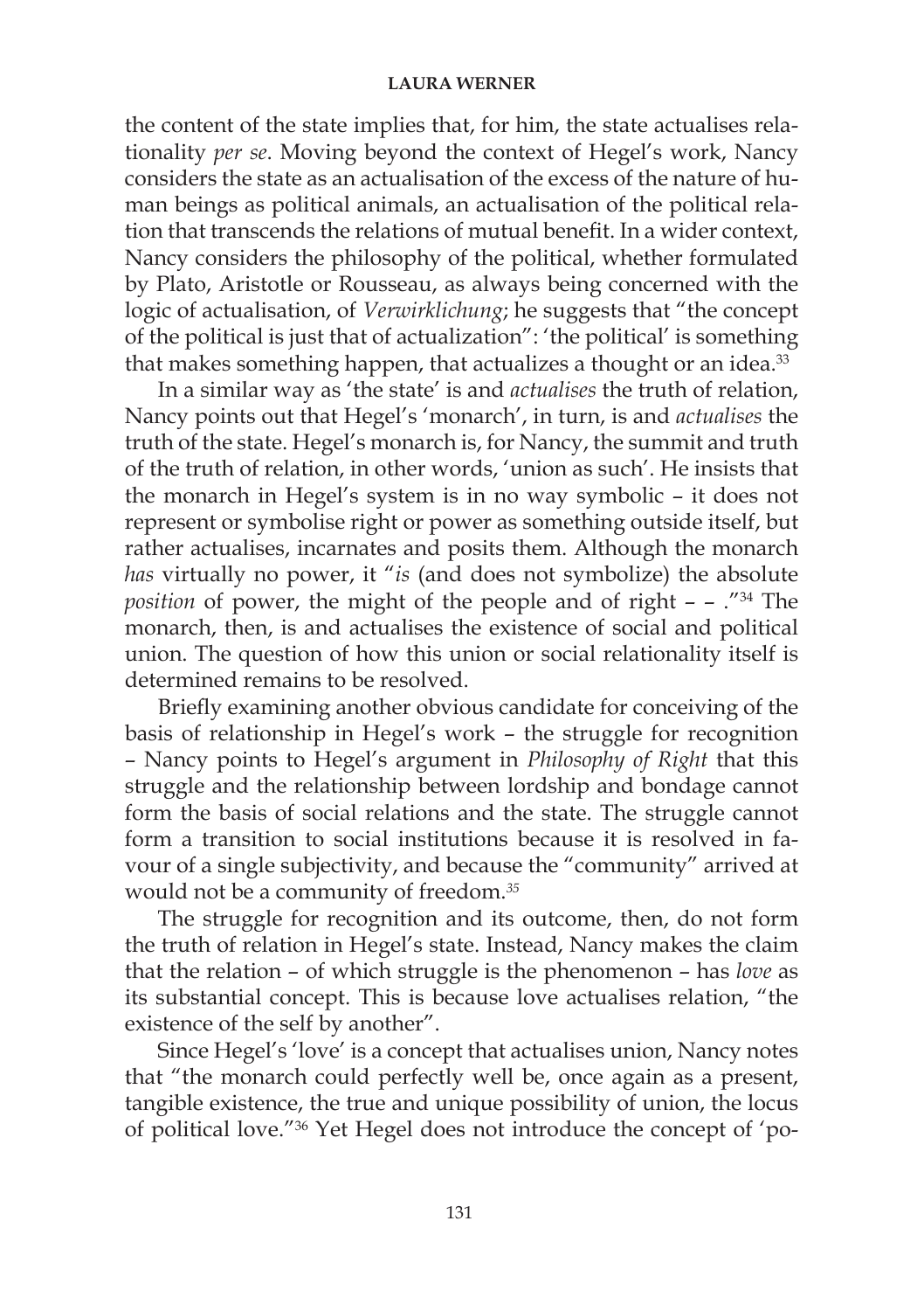the content of the state implies that, for him, the state actualises relationality *per se*. Moving beyond the context of Hegel's work, Nancy considers the state as an actualisation of the excess of the nature of human beings as political animals, an actualisation of the political relation that transcends the relations of mutual benefit. In a wider context, Nancy considers the philosophy of the political, whether formulated by Plato, Aristotle or Rousseau, as always being concerned with the logic of actualisation, of *Verwirklichung*; he suggests that "the concept of the political is just that of actualization": 'the political' is something that makes something happen, that actualizes a thought or an idea.[33]

In a similar way as 'the state' is and *actualises* the truth of relation, Nancy points out that Hegel's 'monarch', in turn, is and *actualises* the truth of the state. Hegel's monarch is, for Nancy, the summit and truth of the truth of relation, in other words, 'union as such'. He insists that the monarch in Hegel's system is in no way symbolic – it does not represent or symbolise right or power as something outside itself, but rather actualises, incarnates and posits them. Although the monarch *has* virtually no power, it "*is* (and does not symbolize) the absolute *position* of power, the might of the people and of right – – ."[34] The monarch, then, is and actualises the existence of social and political union. The question of how this union or social relationality itself is determined remains to be resolved.

Briefly examining another obvious candidate for conceiving of the basis of relationship in Hegel's work – the struggle for recognition – Nancy points to Hegel's argument in *Philosophy of Right* that this struggle and the relationship between lordship and bondage cannot form the basis of social relations and the state. The struggle cannot form a transition to social institutions because it is resolved in favour of a single subjectivity, and because the "community" arrived at would not be a community of freedom.[35]

The struggle for recognition and its outcome, then, do not form the truth of relation in Hegel's state. Instead, Nancy makes the claim that the relation – of which struggle is the phenomenon – has *love* as its substantial concept. This is because love actualises relation, "the existence of the self by another".

Since Hegel's 'love' is a concept that actualises union, Nancy notes that "the monarch could perfectly well be, once again as a present, tangible existence, the true and unique possibility of union, the locus of political love."[36] Yet Hegel does not introduce the concept of 'po-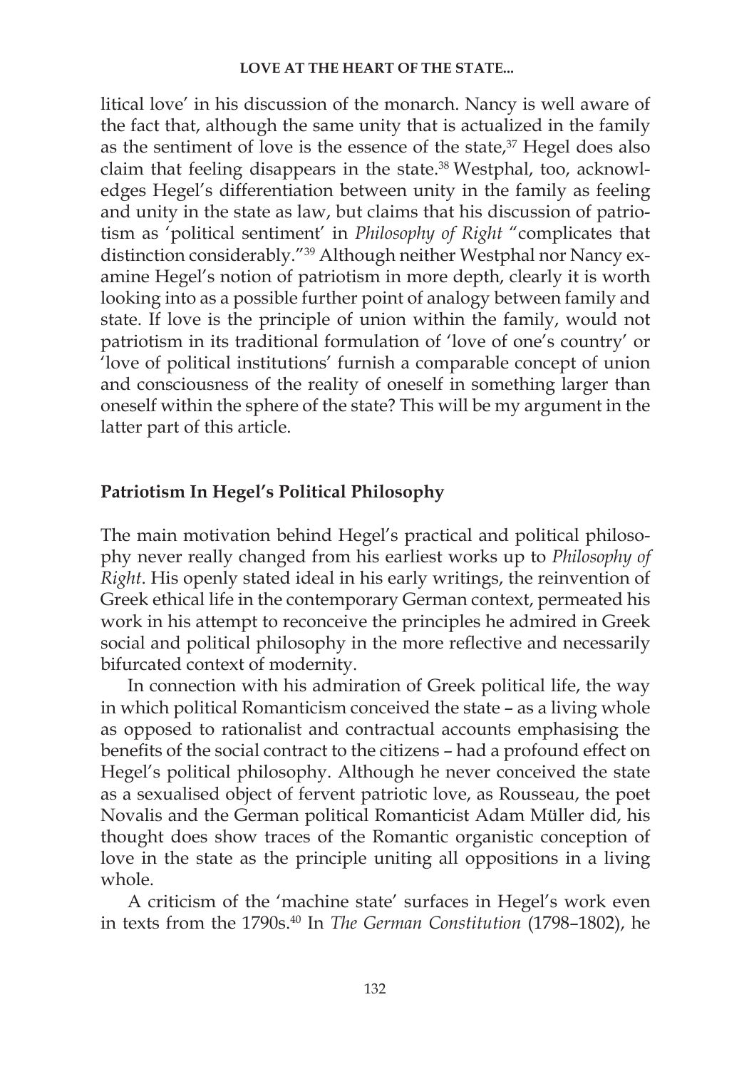litical love' in his discussion of the monarch. Nancy is well aware of the fact that, although the same unity that is actualized in the family as the sentiment of love is the essence of the state,[37] Hegel does also claim that feeling disappears in the state.[38] Westphal, too, acknowledges Hegel's differentiation between unity in the family as feeling and unity in the state as law, but claims that his discussion of patriotism as 'political sentiment' in *Philosophy of Right* "complicates that distinction considerably."[39] Although neither Westphal nor Nancy examine Hegel's notion of patriotism in more depth, clearly it is worth looking into as a possible further point of analogy between family and state. If love is the principle of union within the family, would not patriotism in its traditional formulation of 'love of one's country' or 'love of political institutions' furnish a comparable concept of union and consciousness of the reality of oneself in something larger than oneself within the sphere of the state? This will be my argument in the latter part of this article.

## Patriotism In Hegel's Political Philosophy

The main motivation behind Hegel's practical and political philosophy never really changed from his earliest works up to *Philosophy of Right*. His openly stated ideal in his early writings, the reinvention of Greek ethical life in the contemporary German context, permeated his work in his attempt to reconceive the principles he admired in Greek social and political philosophy in the more reflective and necessarily bifurcated context of modernity.

In connection with his admiration of Greek political life, the way in which political Romanticism conceived the state – as a living whole as opposed to rationalist and contractual accounts emphasising the benefits of the social contract to the citizens – had a profound effect on Hegel's political philosophy. Although he never conceived the state as a sexualised object of fervent patriotic love, as Rousseau, the poet Novalis and the German political Romanticist Adam Müller did, his thought does show traces of the Romantic organistic conception of love in the state as the principle uniting all oppositions in a living whole.

A criticism of the 'machine state' surfaces in Hegel's work even in texts from the 1790s.[40] In *The German Constitution* (1798–1802), he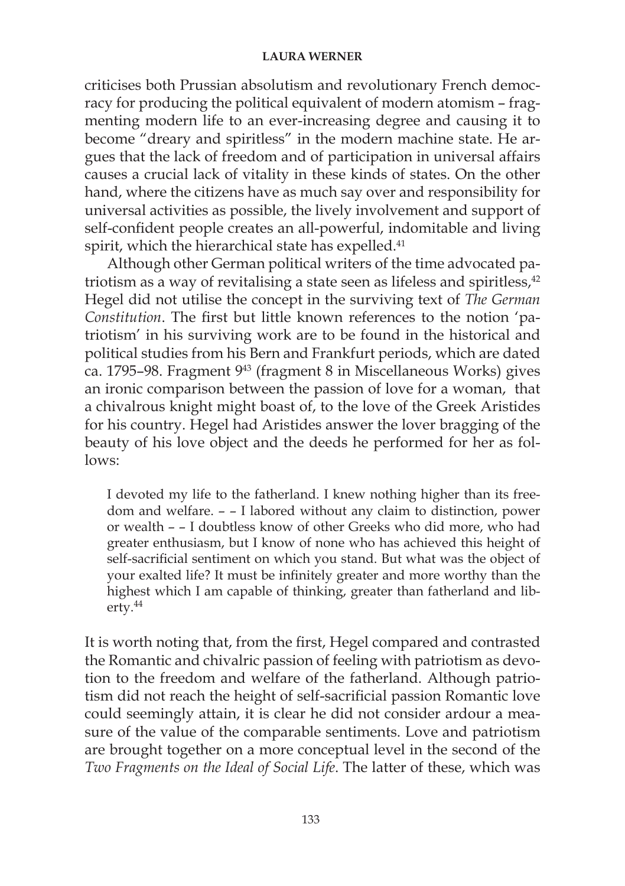criticises both Prussian absolutism and revolutionary French democracy for producing the political equivalent of modern atomism – fragmenting modern life to an ever-increasing degree and causing it to become "dreary and spiritless" in the modern machine state. He argues that the lack of freedom and of participation in universal affairs causes a crucial lack of vitality in these kinds of states. On the other hand, where the citizens have as much say over and responsibility for universal activities as possible, the lively involvement and support of self-confident people creates an all-powerful, indomitable and living spirit, which the hierarchical state has expelled.[41]

Although other German political writers of the time advocated patriotism as a way of revitalising a state seen as lifeless and spiritless,[42] Hegel did not utilise the concept in the surviving text of *The German Constitution*. The first but little known references to the notion 'patriotism' in his surviving work are to be found in the historical and political studies from his Bern and Frankfurt periods, which are dated ca. 1795–98. Fragment 9[43] (fragment 8 in Miscellaneous Works) gives an ironic comparison between the passion of love for a woman, that a chivalrous knight might boast of, to the love of the Greek Aristides for his country. Hegel had Aristides answer the lover bragging of the beauty of his love object and the deeds he performed for her as follows:

> I devoted my life to the fatherland. I knew nothing higher than its freedom and welfare. – – I labored without any claim to distinction, power or wealth – – I doubtless know of other Greeks who did more, who had greater enthusiasm, but I know of none who has achieved this height of self-sacrificial sentiment on which you stand. But what was the object of your exalted life? It must be infinitely greater and more worthy than the highest which I am capable of thinking, greater than fatherland and liberty.[44]

It is worth noting that, from the first, Hegel compared and contrasted the Romantic and chivalric passion of feeling with patriotism as devotion to the freedom and welfare of the fatherland. Although patriotism did not reach the height of self-sacrificial passion Romantic love could seemingly attain, it is clear he did not consider ardour a measure of the value of the comparable sentiments. Love and patriotism are brought together on a more conceptual level in the second of the *Two Fragments on the Ideal of Social Life*. The latter of these, which was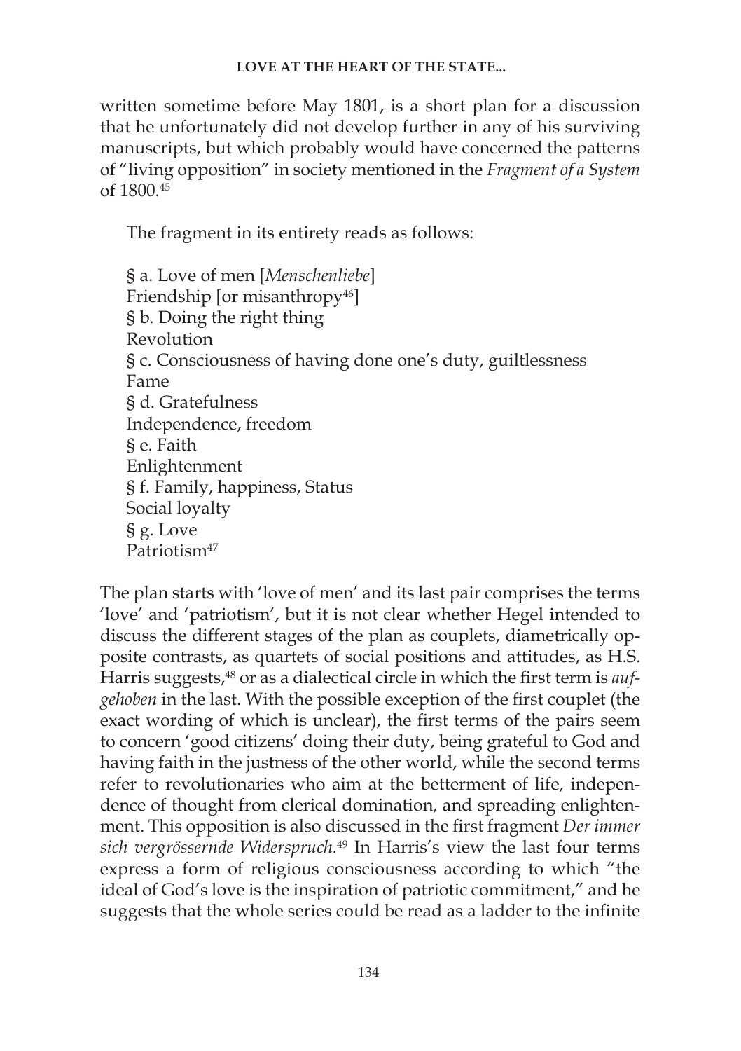written sometime before May 1801, is a short plan for a discussion that he unfortunately did not develop further in any of his surviving manuscripts, but which probably would have concerned the patterns of "living opposition" in society mentioned in the *Fragment of a System* of 1800.[45]

The fragment in its entirety reads as follows:

> § a. Love of men [*Menschenliebe*]
> Friendship [or misanthropy[46]]
> § b. Doing the right thing
> Revolution
> § c. Consciousness of having done one's duty, guiltlessness
> Fame
> § d. Gratefulness
> Independence, freedom
> § e. Faith
> Enlightenment
> § f. Family, happiness, Status
> Social loyalty
> § g. Love
> Patriotism[47]

The plan starts with 'love of men' and its last pair comprises the terms 'love' and 'patriotism', but it is not clear whether Hegel intended to discuss the different stages of the plan as couplets, diametrically opposite contrasts, as quartets of social positions and attitudes, as H.S. Harris suggests,[48] or as a dialectical circle in which the first term is *aufgehoben* in the last. With the possible exception of the first couplet (the exact wording of which is unclear), the first terms of the pairs seem to concern 'good citizens' doing their duty, being grateful to God and having faith in the justness of the other world, while the second terms refer to revolutionaries who aim at the betterment of life, independence of thought from clerical domination, and spreading enlightenment. This opposition is also discussed in the first fragment *Der immer sich vergrössernde Widerspruch.*[49] In Harris's view the last four terms express a form of religious consciousness according to which "the ideal of God's love is the inspiration of patriotic commitment," and he suggests that the whole series could be read as a ladder to the infinite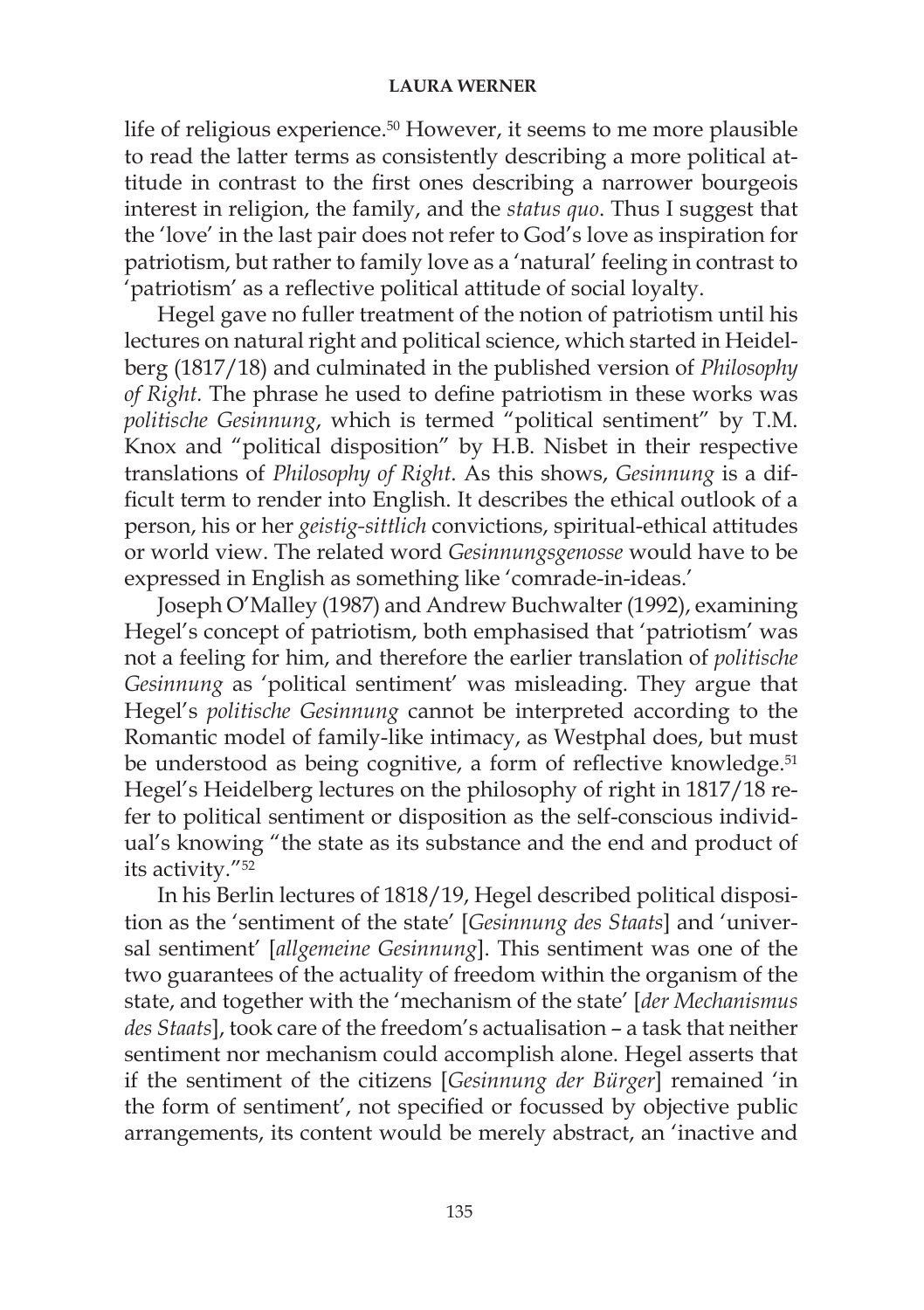life of religious experience.[50] However, it seems to me more plausible to read the latter terms as consistently describing a more political attitude in contrast to the first ones describing a narrower bourgeois interest in religion, the family, and the *status quo*. Thus I suggest that the 'love' in the last pair does not refer to God's love as inspiration for patriotism, but rather to family love as a 'natural' feeling in contrast to 'patriotism' as a reflective political attitude of social loyalty.

Hegel gave no fuller treatment of the notion of patriotism until his lectures on natural right and political science, which started in Heidelberg (1817/18) and culminated in the published version of *Philosophy of Right.* The phrase he used to define patriotism in these works was *politische Gesinnung*, which is termed "political sentiment" by T.M. Knox and "political disposition" by H.B. Nisbet in their respective translations of *Philosophy of Right*. As this shows, *Gesinnung* is a difficult term to render into English. It describes the ethical outlook of a person, his or her *geistig-sittlich* convictions, spiritual-ethical attitudes or world view. The related word *Gesinnungsgenosse* would have to be expressed in English as something like 'comrade-in-ideas.'

Joseph O'Malley (1987) and Andrew Buchwalter (1992), examining Hegel's concept of patriotism, both emphasised that 'patriotism' was not a feeling for him, and therefore the earlier translation of *politische Gesinnung* as 'political sentiment' was misleading. They argue that Hegel's *politische Gesinnung* cannot be interpreted according to the Romantic model of family-like intimacy, as Westphal does, but must be understood as being cognitive, a form of reflective knowledge.[51] Hegel's Heidelberg lectures on the philosophy of right in 1817/18 refer to political sentiment or disposition as the self-conscious individual's knowing "the state as its substance and the end and product of its activity."[52]

In his Berlin lectures of 1818/19, Hegel described political disposition as the 'sentiment of the state' [*Gesinnung des Staats*] and 'universal sentiment' [*allgemeine Gesinnung*]. This sentiment was one of the two guarantees of the actuality of freedom within the organism of the state, and together with the 'mechanism of the state' [*der Mechanismus des Staats*], took care of the freedom's actualisation – a task that neither sentiment nor mechanism could accomplish alone. Hegel asserts that if the sentiment of the citizens [*Gesinnung der Bürger*] remained 'in the form of sentiment', not specified or focussed by objective public arrangements, its content would be merely abstract, an 'inactive and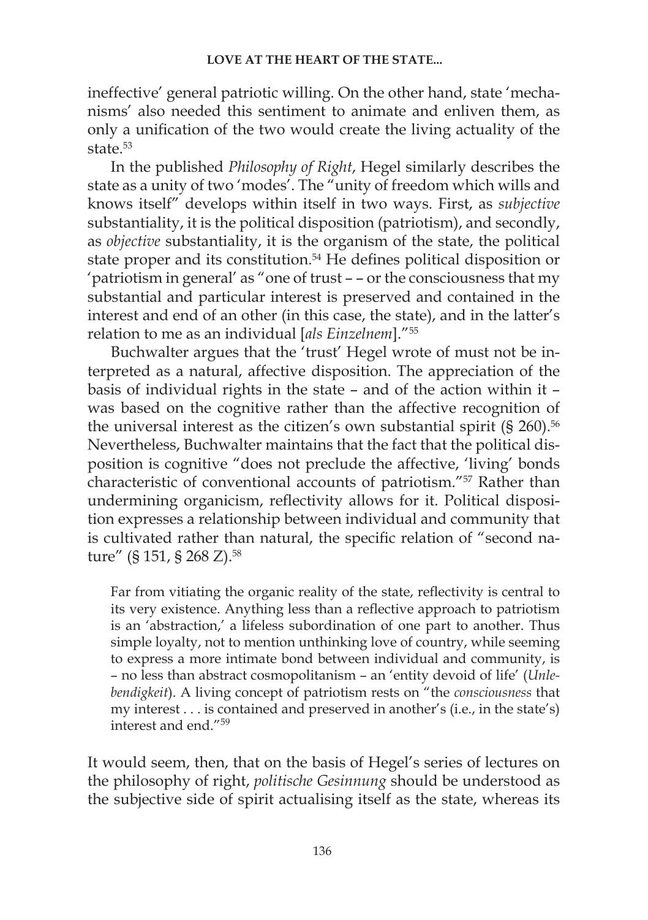ineffective' general patriotic willing. On the other hand, state 'mechanisms' also needed this sentiment to animate and enliven them, as only a unification of the two would create the living actuality of the state.[53]

In the published *Philosophy of Right*, Hegel similarly describes the state as a unity of two 'modes'. The "unity of freedom which wills and knows itself" develops within itself in two ways. First, as *subjective* substantiality, it is the political disposition (patriotism), and secondly, as *objective* substantiality, it is the organism of the state, the political state proper and its constitution.[54] He defines political disposition or 'patriotism in general' as "one of trust – – or the consciousness that my substantial and particular interest is preserved and contained in the interest and end of an other (in this case, the state), and in the latter's relation to me as an individual [*als Einzelnem*]."[55]

Buchwalter argues that the 'trust' Hegel wrote of must not be interpreted as a natural, affective disposition. The appreciation of the basis of individual rights in the state – and of the action within it – was based on the cognitive rather than the affective recognition of the universal interest as the citizen's own substantial spirit (§ 260).[56] Nevertheless, Buchwalter maintains that the fact that the political disposition is cognitive "does not preclude the affective, 'living' bonds characteristic of conventional accounts of patriotism."[57] Rather than undermining organicism, reflectivity allows for it. Political disposition expresses a relationship between individual and community that is cultivated rather than natural, the specific relation of "second nature" (§ 151, § 268 Z).[58]

> Far from vitiating the organic reality of the state, reflectivity is central to its very existence. Anything less than a reflective approach to patriotism is an 'abstraction,' a lifeless subordination of one part to another. Thus simple loyalty, not to mention unthinking love of country, while seeming to express a more intimate bond between individual and community, is – no less than abstract cosmopolitanism – an 'entity devoid of life' (*Unlebendigkeit*). A living concept of patriotism rests on "the *consciousness* that my interest . . . is contained and preserved in another's (i.e., in the state's) interest and end."[59]

It would seem, then, that on the basis of Hegel's series of lectures on the philosophy of right, *politische Gesinnung* should be understood as the subjective side of spirit actualising itself as the state, whereas its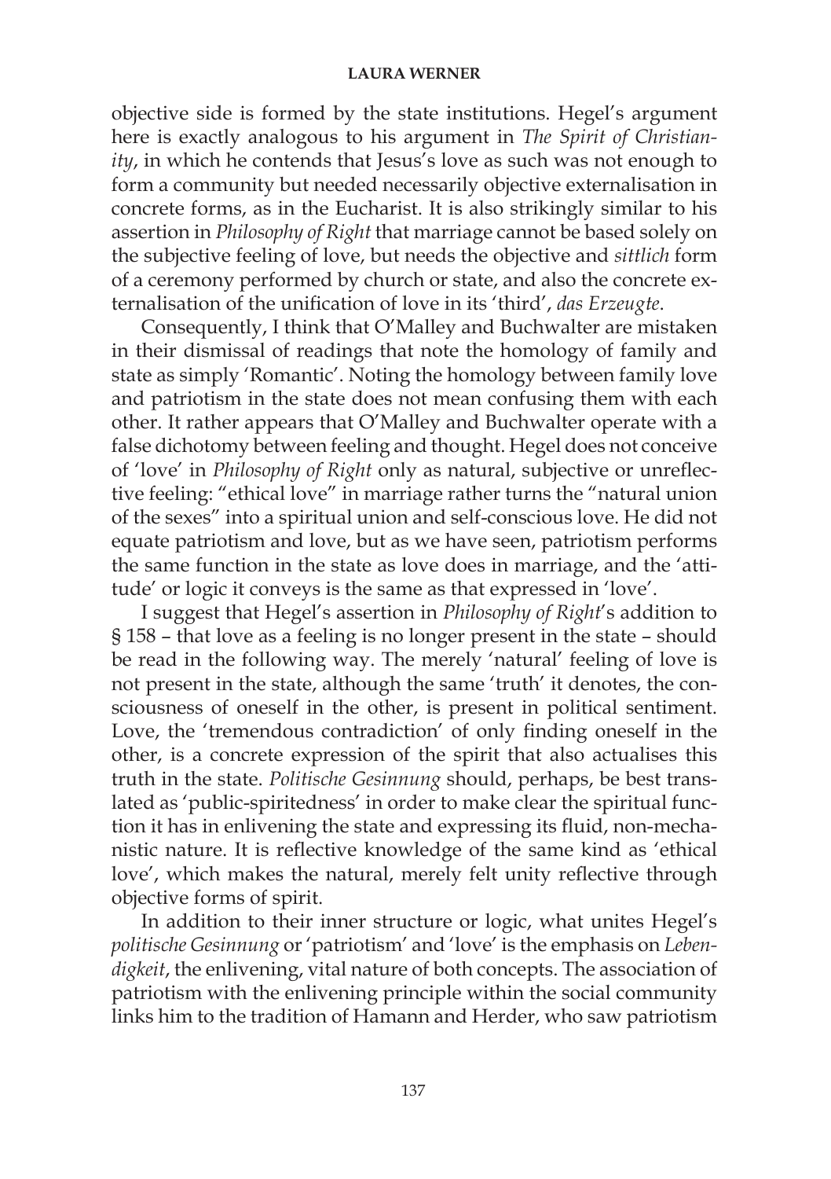objective side is formed by the state institutions. Hegel's argument here is exactly analogous to his argument in *The Spirit of Christianity*, in which he contends that Jesus's love as such was not enough to form a community but needed necessarily objective externalisation in concrete forms, as in the Eucharist. It is also strikingly similar to his assertion in *Philosophy of Right* that marriage cannot be based solely on the subjective feeling of love, but needs the objective and *sittlich* form of a ceremony performed by church or state, and also the concrete externalisation of the unification of love in its 'third', *das Erzeugte*.

Consequently, I think that O'Malley and Buchwalter are mistaken in their dismissal of readings that note the homology of family and state as simply 'Romantic'. Noting the homology between family love and patriotism in the state does not mean confusing them with each other. It rather appears that O'Malley and Buchwalter operate with a false dichotomy between feeling and thought. Hegel does not conceive of 'love' in *Philosophy of Right* only as natural, subjective or unreflective feeling: "ethical love" in marriage rather turns the "natural union of the sexes" into a spiritual union and self-conscious love. He did not equate patriotism and love, but as we have seen, patriotism performs the same function in the state as love does in marriage, and the 'attitude' or logic it conveys is the same as that expressed in 'love'.

I suggest that Hegel's assertion in *Philosophy of Right*'s addition to § 158 – that love as a feeling is no longer present in the state – should be read in the following way. The merely 'natural' feeling of love is not present in the state, although the same 'truth' it denotes, the consciousness of oneself in the other, is present in political sentiment. Love, the 'tremendous contradiction' of only finding oneself in the other, is a concrete expression of the spirit that also actualises this truth in the state. *Politische Gesinnung* should, perhaps, be best translated as 'public-spiritedness' in order to make clear the spiritual function it has in enlivening the state and expressing its fluid, non-mechanistic nature. It is reflective knowledge of the same kind as 'ethical love', which makes the natural, merely felt unity reflective through objective forms of spirit.

In addition to their inner structure or logic, what unites Hegel's *politische Gesinnung* or 'patriotism' and 'love' is the emphasis on *Lebendigkeit*, the enlivening, vital nature of both concepts. The association of patriotism with the enlivening principle within the social community links him to the tradition of Hamann and Herder, who saw patriotism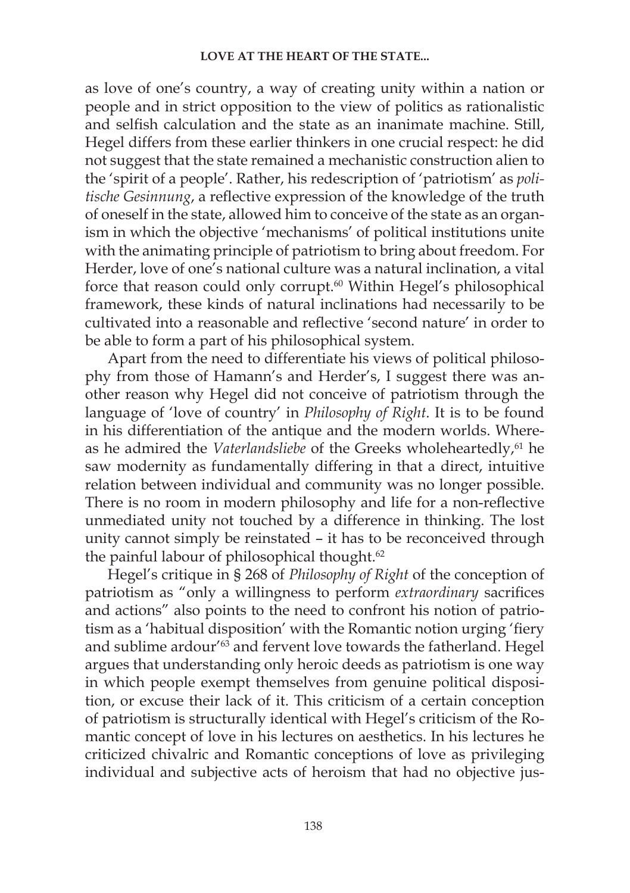as love of one's country, a way of creating unity within a nation or people and in strict opposition to the view of politics as rationalistic and selfish calculation and the state as an inanimate machine. Still, Hegel differs from these earlier thinkers in one crucial respect: he did not suggest that the state remained a mechanistic construction alien to the 'spirit of a people'. Rather, his redescription of 'patriotism' as *politische Gesinnung*, a reflective expression of the knowledge of the truth of oneself in the state, allowed him to conceive of the state as an organism in which the objective 'mechanisms' of political institutions unite with the animating principle of patriotism to bring about freedom. For Herder, love of one's national culture was a natural inclination, a vital force that reason could only corrupt.[60] Within Hegel's philosophical framework, these kinds of natural inclinations had necessarily to be cultivated into a reasonable and reflective 'second nature' in order to be able to form a part of his philosophical system.

Apart from the need to differentiate his views of political philosophy from those of Hamann's and Herder's, I suggest there was another reason why Hegel did not conceive of patriotism through the language of 'love of country' in *Philosophy of Right*. It is to be found in his differentiation of the antique and the modern worlds. Whereas he admired the *Vaterlandsliebe* of the Greeks wholeheartedly,[61] he saw modernity as fundamentally differing in that a direct, intuitive relation between individual and community was no longer possible. There is no room in modern philosophy and life for a non-reflective unmediated unity not touched by a difference in thinking. The lost unity cannot simply be reinstated – it has to be reconceived through the painful labour of philosophical thought.[62]

Hegel's critique in § 268 of *Philosophy of Right* of the conception of patriotism as "only a willingness to perform *extraordinary* sacrifices and actions" also points to the need to confront his notion of patriotism as a 'habitual disposition' with the Romantic notion urging 'fiery and sublime ardour'[63] and fervent love towards the fatherland. Hegel argues that understanding only heroic deeds as patriotism is one way in which people exempt themselves from genuine political disposition, or excuse their lack of it. This criticism of a certain conception of patriotism is structurally identical with Hegel's criticism of the Romantic concept of love in his lectures on aesthetics. In his lectures he criticized chivalric and Romantic conceptions of love as privileging individual and subjective acts of heroism that had no objective jus-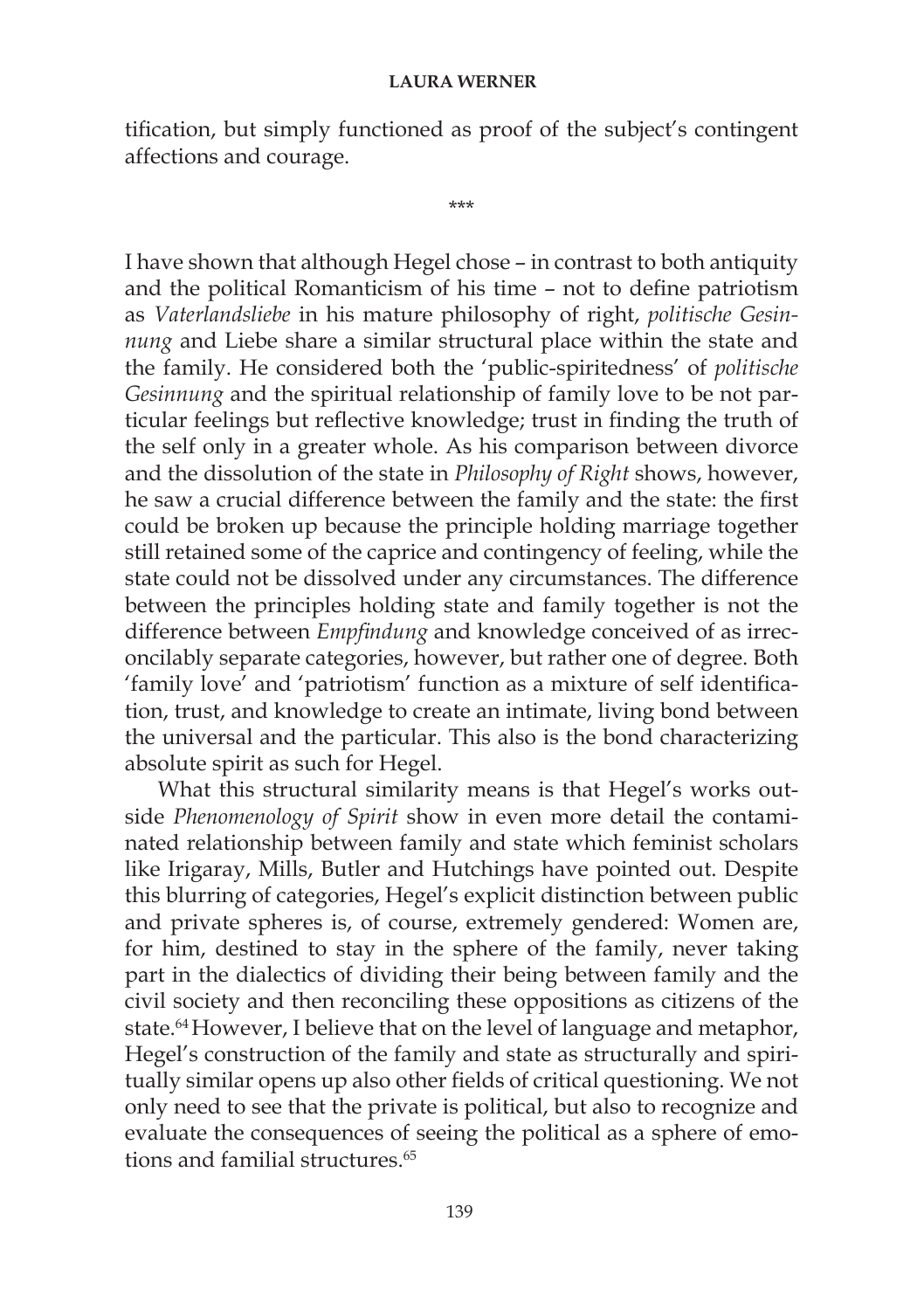tification, but simply functioned as proof of the subject's contingent affections and courage.

\*\*\*

I have shown that although Hegel chose – in contrast to both antiquity and the political Romanticism of his time – not to define patriotism as *Vaterlandsliebe* in his mature philosophy of right, *politische Gesinnung* and Liebe share a similar structural place within the state and the family. He considered both the 'public-spiritedness' of *politische Gesinnung* and the spiritual relationship of family love to be not particular feelings but reflective knowledge; trust in finding the truth of the self only in a greater whole. As his comparison between divorce and the dissolution of the state in *Philosophy of Right* shows, however, he saw a crucial difference between the family and the state: the first could be broken up because the principle holding marriage together still retained some of the caprice and contingency of feeling, while the state could not be dissolved under any circumstances. The difference between the principles holding state and family together is not the difference between *Empfindung* and knowledge conceived of as irreconcilably separate categories, however, but rather one of degree. Both 'family love' and 'patriotism' function as a mixture of self identification, trust, and knowledge to create an intimate, living bond between the universal and the particular. This also is the bond characterizing absolute spirit as such for Hegel.

What this structural similarity means is that Hegel's works outside *Phenomenology of Spirit* show in even more detail the contaminated relationship between family and state which feminist scholars like Irigaray, Mills, Butler and Hutchings have pointed out. Despite this blurring of categories, Hegel's explicit distinction between public and private spheres is, of course, extremely gendered: Women are, for him, destined to stay in the sphere of the family, never taking part in the dialectics of dividing their being between family and the civil society and then reconciling these oppositions as citizens of the state.[64] However, I believe that on the level of language and metaphor, Hegel's construction of the family and state as structurally and spiritually similar opens up also other fields of critical questioning. We not only need to see that the private is political, but also to recognize and evaluate the consequences of seeing the political as a sphere of emotions and familial structures.[65]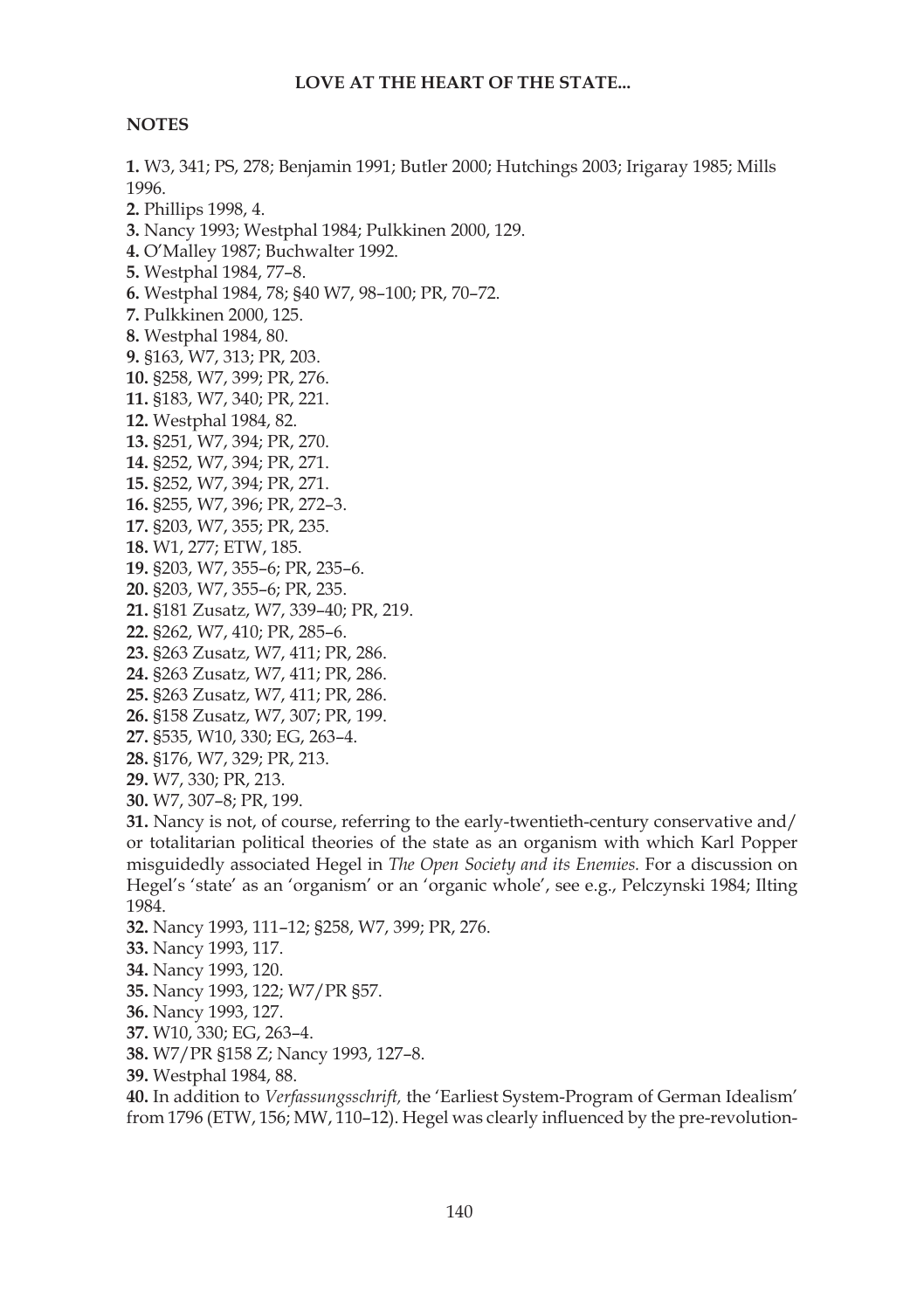## NOTES

**1.** W3, 341; PS, 278; Benjamin 1991; Butler 2000; Hutchings 2003; Irigaray 1985; Mills 1996.

**2.** Phillips 1998, 4.

**3.** Nancy 1993; Westphal 1984; Pulkkinen 2000, 129.

**4.** O'Malley 1987; Buchwalter 1992.

**5.** Westphal 1984, 77–8.

**6.** Westphal 1984, 78; §40 W7, 98–100; PR, 70–72.

**7.** Pulkkinen 2000, 125.

**8.** Westphal 1984, 80.

**9.** §163, W7, 313; PR, 203.

**10.** §258, W7, 399; PR, 276.

**11.** §183, W7, 340; PR, 221.

**12.** Westphal 1984, 82.

**13.** §251, W7, 394; PR, 270.

**14.** §252, W7, 394; PR, 271.

**15.** §252, W7, 394; PR, 271.

**16.** §255, W7, 396; PR, 272–3.

**17.** §203, W7, 355; PR, 235.

**18.** W1, 277; ETW, 185.

**19.** §203, W7, 355–6; PR, 235–6.

**20.** §203, W7, 355–6; PR, 235.

**21.** §181 Zusatz, W7, 339–40; PR, 219.

**22.** §262, W7, 410; PR, 285–6.

**23.** §263 Zusatz, W7, 411; PR, 286.

**24.** §263 Zusatz, W7, 411; PR, 286.

**25.** §263 Zusatz, W7, 411; PR, 286.

**26.** §158 Zusatz, W7, 307; PR, 199.

**27.** §535, W10, 330; EG, 263–4.

**28.** §176, W7, 329; PR, 213.

**29.** W7, 330; PR, 213.

**30.** W7, 307–8; PR, 199.

**31.** Nancy is not, of course, referring to the early-twentieth-century conservative and/or totalitarian political theories of the state as an organism with which Karl Popper misguidedly associated Hegel in *The Open Society and its Enemies.* For a discussion on Hegel's 'state' as an 'organism' or an 'organic whole', see e.g., Pelczynski 1984; Ilting 1984.

**32.** Nancy 1993, 111–12; §258, W7, 399; PR, 276.

**33.** Nancy 1993, 117.

**34.** Nancy 1993, 120.

**35.** Nancy 1993, 122; W7/PR §57.

**36.** Nancy 1993, 127.

**37.** W10, 330; EG, 263–4.

**38.** W7/PR §158 Z; Nancy 1993, 127–8.

**39.** Westphal 1984, 88.

**40.** In addition to *Verfassungsschrift,* the 'Earliest System-Program of German Idealism' from 1796 (ETW, 156; MW, 110–12). Hegel was clearly influenced by the pre-revolution-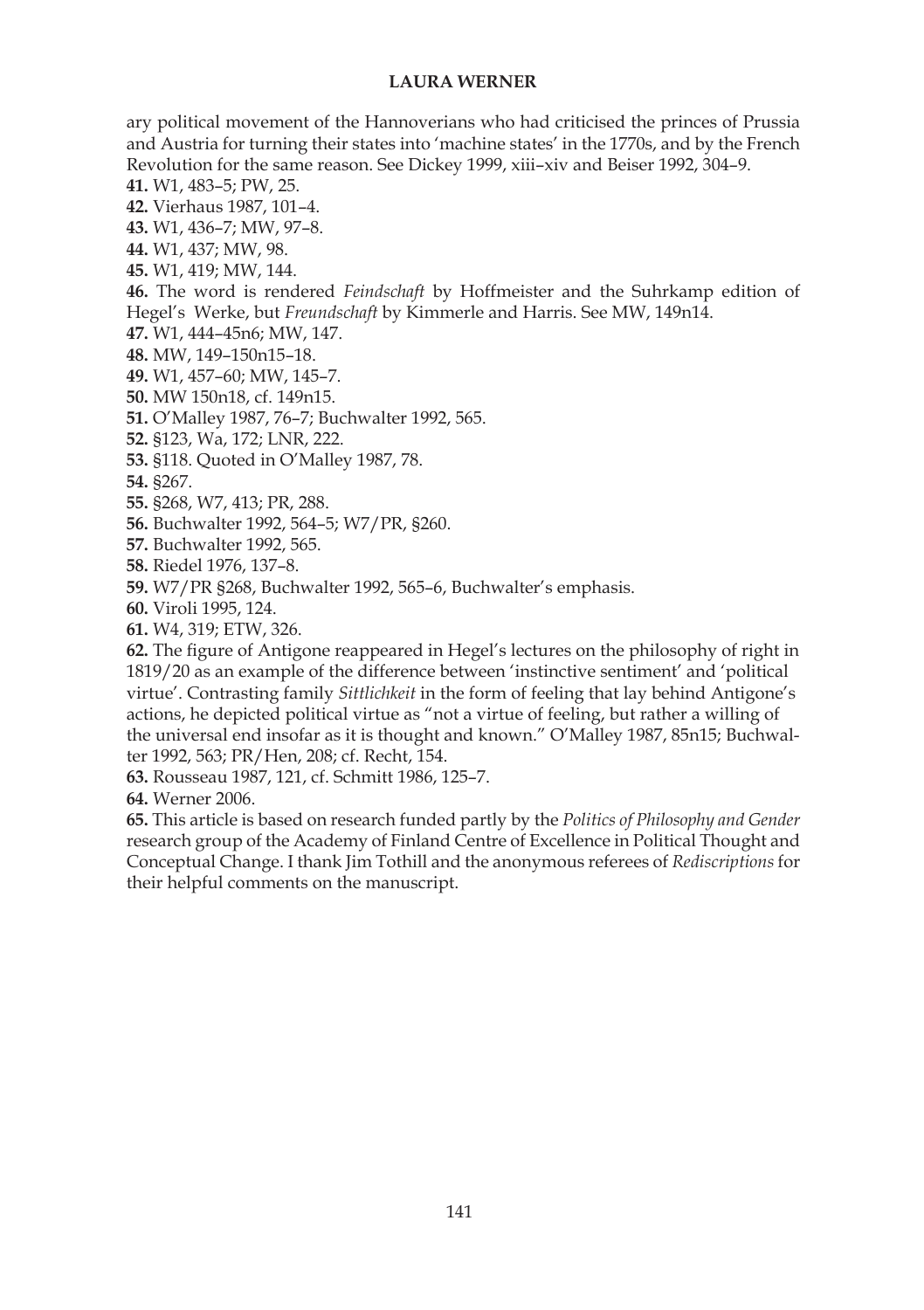ary political movement of the Hannoverians who had criticised the princes of Prussia and Austria for turning their states into 'machine states' in the 1770s, and by the French Revolution for the same reason. See Dickey 1999, xiii–xiv and Beiser 1992, 304–9.

**41.** W1, 483–5; PW, 25.

**42.** Vierhaus 1987, 101–4.

**43.** W1, 436–7; MW, 97–8.

**44.** W1, 437; MW, 98.

**45.** W1, 419; MW, 144.

**46.** The word is rendered *Feindschaft* by Hoffmeister and the Suhrkamp edition of Hegel's Werke, but *Freundschaft* by Kimmerle and Harris. See MW, 149n14.

**47.** W1, 444–45n6; MW, 147.

**48.** MW, 149–150n15–18.

**49.** W1, 457–60; MW, 145–7.

**50.** MW 150n18, cf. 149n15.

**51.** O'Malley 1987, 76–7; Buchwalter 1992, 565.

**52.** §123, Wa, 172; LNR, 222.

**53.** §118. Quoted in O'Malley 1987, 78.

**54.** §267.

**55.** §268, W7, 413; PR, 288.

**56.** Buchwalter 1992, 564–5; W7/PR, §260.

**57.** Buchwalter 1992, 565.

**58.** Riedel 1976, 137–8.

**59.** W7/PR §268, Buchwalter 1992, 565–6, Buchwalter's emphasis.

**60.** Viroli 1995, 124.

**61.** W4, 319; ETW, 326.

**62.** The figure of Antigone reappeared in Hegel's lectures on the philosophy of right in 1819/20 as an example of the difference between 'instinctive sentiment' and 'political virtue'. Contrasting family *Sittlichkeit* in the form of feeling that lay behind Antigone's actions, he depicted political virtue as "not a virtue of feeling, but rather a willing of the universal end insofar as it is thought and known." O'Malley 1987, 85n15; Buchwalter 1992, 563; PR/Hen, 208; cf. Recht, 154.

**63.** Rousseau 1987, 121, cf. Schmitt 1986, 125–7.

**64.** Werner 2006.

**65.** This article is based on research funded partly by the *Politics of Philosophy and Gender* research group of the Academy of Finland Centre of Excellence in Political Thought and Conceptual Change. I thank Jim Tothill and the anonymous referees of *Rediscriptions* for their helpful comments on the manuscript.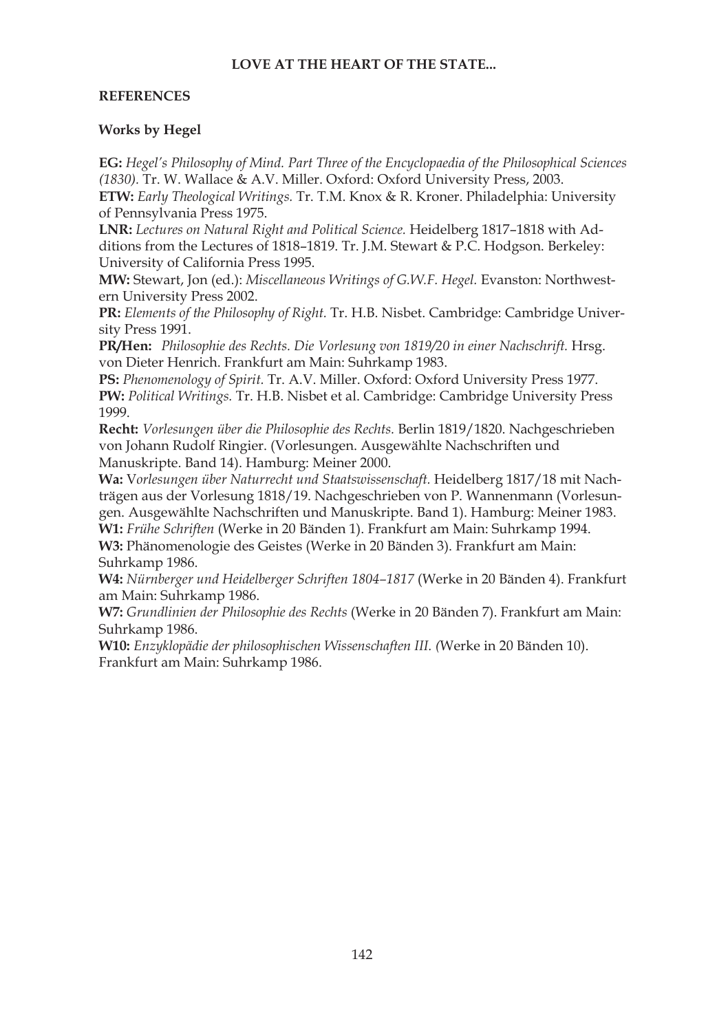## REFERENCES

### Works by Hegel

**EG:** *Hegel's Philosophy of Mind. Part Three of the Encyclopaedia of the Philosophical Sciences (1830).* Tr. W. Wallace & A.V. Miller. Oxford: Oxford University Press, 2003.

**ETW:** *Early Theological Writings.* Tr. T.M. Knox & R. Kroner. Philadelphia: University of Pennsylvania Press 1975.

**LNR:** *Lectures on Natural Right and Political Science.* Heidelberg 1817–1818 with Additions from the Lectures of 1818–1819. Tr. J.M. Stewart & P.C. Hodgson. Berkeley: University of California Press 1995.

**MW:** Stewart, Jon (ed.): *Miscellaneous Writings of G.W.F. Hegel.* Evanston: Northwestern University Press 2002.

**PR:** *Elements of the Philosophy of Right.* Tr. H.B. Nisbet. Cambridge: Cambridge University Press 1991.

**PR/Hen:** *Philosophie des Rechts. Die Vorlesung von 1819/20 in einer Nachschrift.* Hrsg. von Dieter Henrich. Frankfurt am Main: Suhrkamp 1983.

**PS:** *Phenomenology of Spirit.* Tr. A.V. Miller. Oxford: Oxford University Press 1977.

**PW:** *Political Writings.* Tr. H.B. Nisbet et al. Cambridge: Cambridge University Press 1999.

**Recht:** *Vorlesungen über die Philosophie des Rechts.* Berlin 1819/1820. Nachgeschrieben von Johann Rudolf Ringier. (Vorlesungen. Ausgewählte Nachschriften und Manuskripte. Band 14). Hamburg: Meiner 2000.

**Wa:** V*orlesungen über Naturrecht und Staatswissenschaft.* Heidelberg 1817/18 mit Nachträgen aus der Vorlesung 1818/19. Nachgeschrieben von P. Wannenmann (Vorlesungen. Ausgewählte Nachschriften und Manuskripte. Band 1). Hamburg: Meiner 1983.

**W1:** *Frühe Schriften* (Werke in 20 Bänden 1). Frankfurt am Main: Suhrkamp 1994.

**W3:** Phänomenologie des Geistes (Werke in 20 Bänden 3). Frankfurt am Main: Suhrkamp 1986.

**W4:** *Nürnberger und Heidelberger Schriften 1804–1817* (Werke in 20 Bänden 4). Frankfurt am Main: Suhrkamp 1986.

**W7:** *Grundlinien der Philosophie des Rechts* (Werke in 20 Bänden 7). Frankfurt am Main: Suhrkamp 1986.

**W10:** *Enzyklopädie der philosophischen Wissenschaften III. (*Werke in 20 Bänden 10). Frankfurt am Main: Suhrkamp 1986.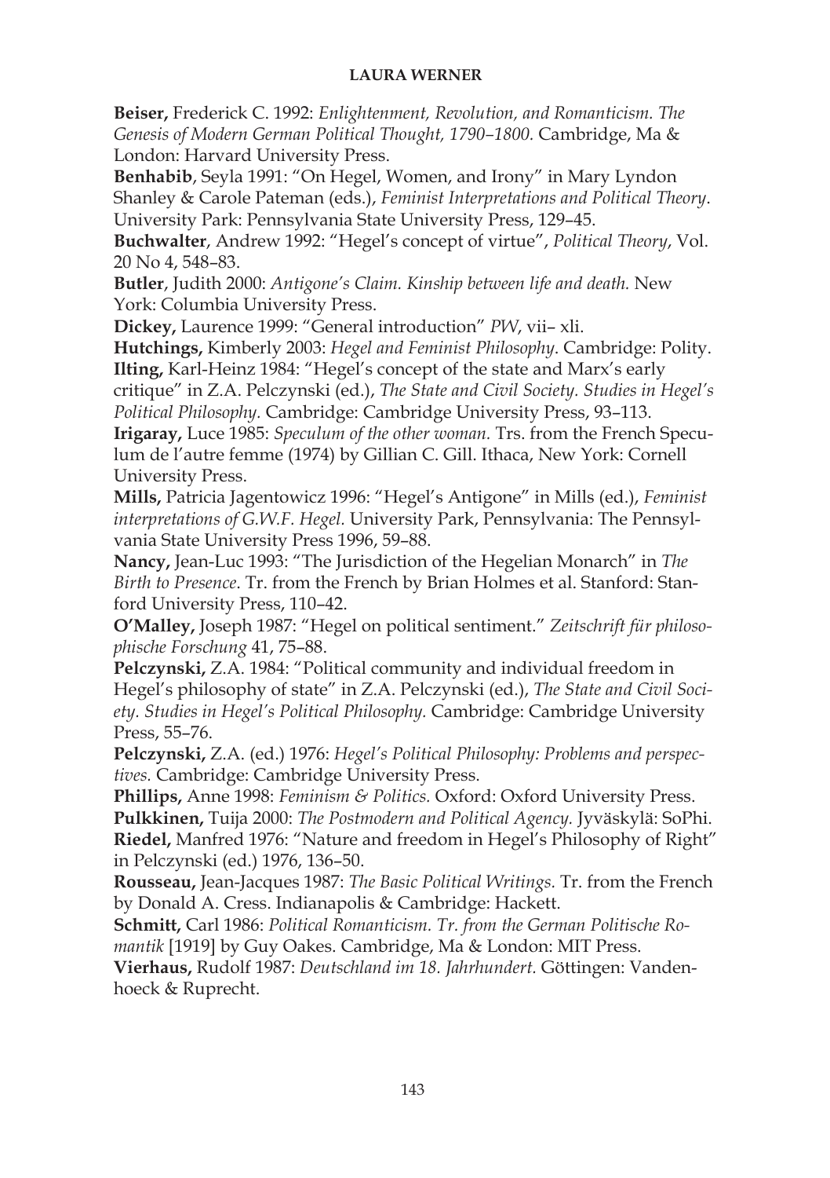**Beiser,** Frederick C. 1992: *Enlightenment, Revolution, and Romanticism. The Genesis of Modern German Political Thought, 1790–1800.* Cambridge, Ma & London: Harvard University Press.

**Benhabib**, Seyla 1991: "On Hegel, Women, and Irony" in Mary Lyndon Shanley & Carole Pateman (eds.), *Feminist Interpretations and Political Theory*. University Park: Pennsylvania State University Press, 129–45.

**Buchwalter**, Andrew 1992: "Hegel's concept of virtue", *Political Theory*, Vol. 20 No 4, 548–83.

**Butler**, Judith 2000: *Antigone's Claim. Kinship between life and death.* New York: Columbia University Press.

**Dickey,** Laurence 1999: "General introduction" *PW*, vii– xli.

**Hutchings,** Kimberly 2003: *Hegel and Feminist Philosophy*. Cambridge: Polity.

**Ilting,** Karl-Heinz 1984: "Hegel's concept of the state and Marx's early critique" in Z.A. Pelczynski (ed.), *The State and Civil Society. Studies in Hegel's Political Philosophy.* Cambridge: Cambridge University Press, 93–113.

**Irigaray,** Luce 1985: *Speculum of the other woman.* Trs. from the French Speculum de l'autre femme (1974) by Gillian C. Gill. Ithaca, New York: Cornell University Press.

**Mills,** Patricia Jagentowicz 1996: "Hegel's Antigone" in Mills (ed.), *Feminist interpretations of G.W.F. Hegel.* University Park, Pennsylvania: The Pennsylvania State University Press 1996, 59–88.

**Nancy,** Jean-Luc 1993: "The Jurisdiction of the Hegelian Monarch" in *The Birth to Presence*. Tr. from the French by Brian Holmes et al. Stanford: Stanford University Press, 110–42.

**O'Malley,** Joseph 1987: "Hegel on political sentiment." *Zeitschrift für philosophische Forschung* 41, 75–88.

**Pelczynski,** Z.A. 1984: "Political community and individual freedom in Hegel's philosophy of state" in Z.A. Pelczynski (ed.), *The State and Civil Society. Studies in Hegel's Political Philosophy.* Cambridge: Cambridge University Press, 55–76.

**Pelczynski,** Z.A. (ed.) 1976: *Hegel's Political Philosophy: Problems and perspectives.* Cambridge: Cambridge University Press.

**Phillips,** Anne 1998: *Feminism & Politics.* Oxford: Oxford University Press.

**Pulkkinen,** Tuija 2000: *The Postmodern and Political Agency.* Jyväskylä: SoPhi.

**Riedel,** Manfred 1976: "Nature and freedom in Hegel's Philosophy of Right" in Pelczynski (ed.) 1976, 136–50.

**Rousseau,** Jean-Jacques 1987: *The Basic Political Writings.* Tr. from the French by Donald A. Cress. Indianapolis & Cambridge: Hackett.

**Schmitt,** Carl 1986: *Political Romanticism. Tr. from the German Politische Romantik* [1919] by Guy Oakes. Cambridge, Ma & London: MIT Press.

**Vierhaus,** Rudolf 1987: *Deutschland im 18. Jahrhundert.* Göttingen: Vandenhoeck & Ruprecht.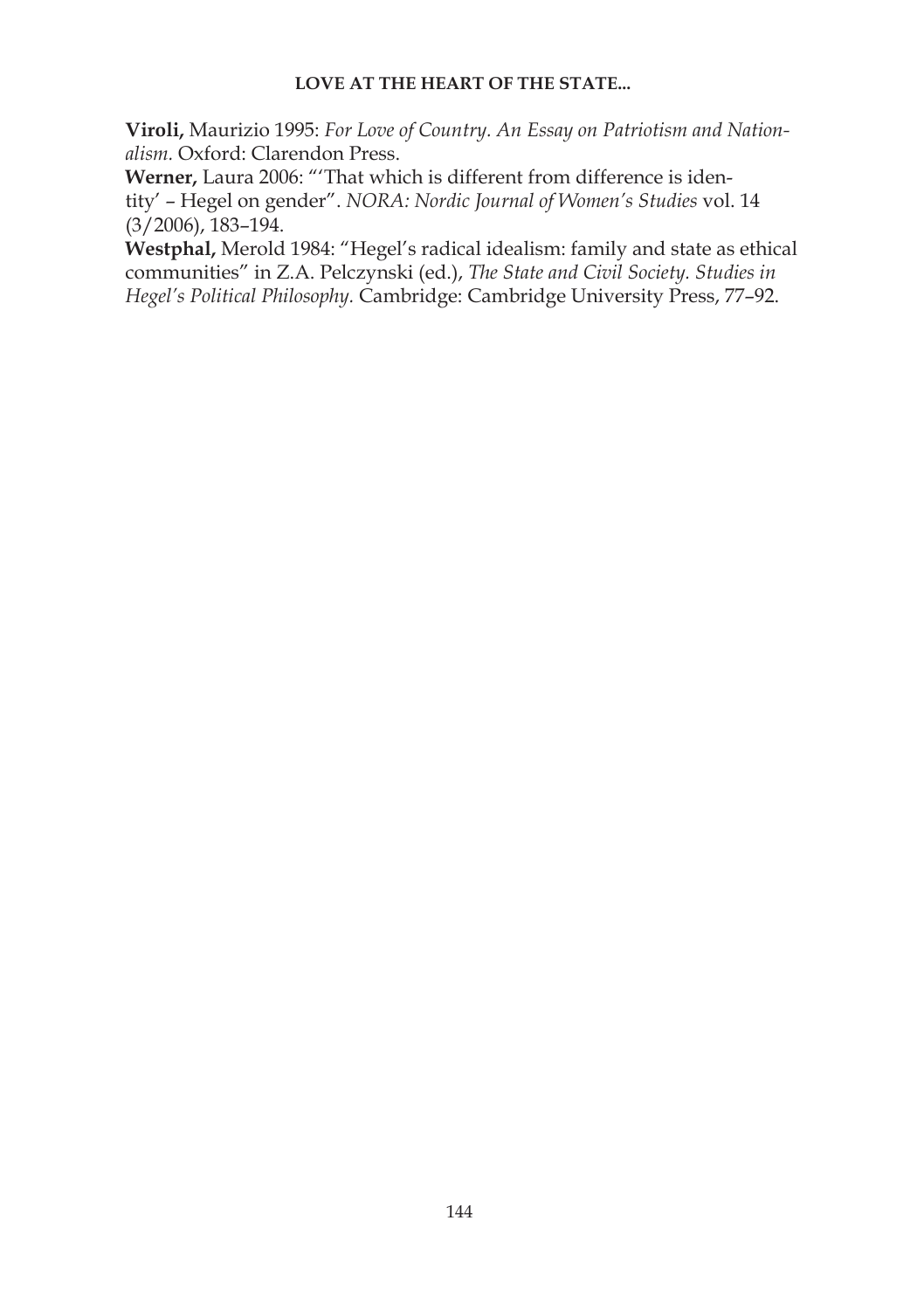**Viroli,** Maurizio 1995: *For Love of Country. An Essay on Patriotism and Nationalism.* Oxford: Clarendon Press.

**Werner,** Laura 2006: "'That which is different from difference is identity' – Hegel on gender". *NORA: Nordic Journal of Women's Studies* vol. 14 (3/2006), 183–194.

**Westphal,** Merold 1984: "Hegel's radical idealism: family and state as ethical communities" in Z.A. Pelczynski (ed.), *The State and Civil Society. Studies in Hegel's Political Philosophy.* Cambridge: Cambridge University Press, 77–92.